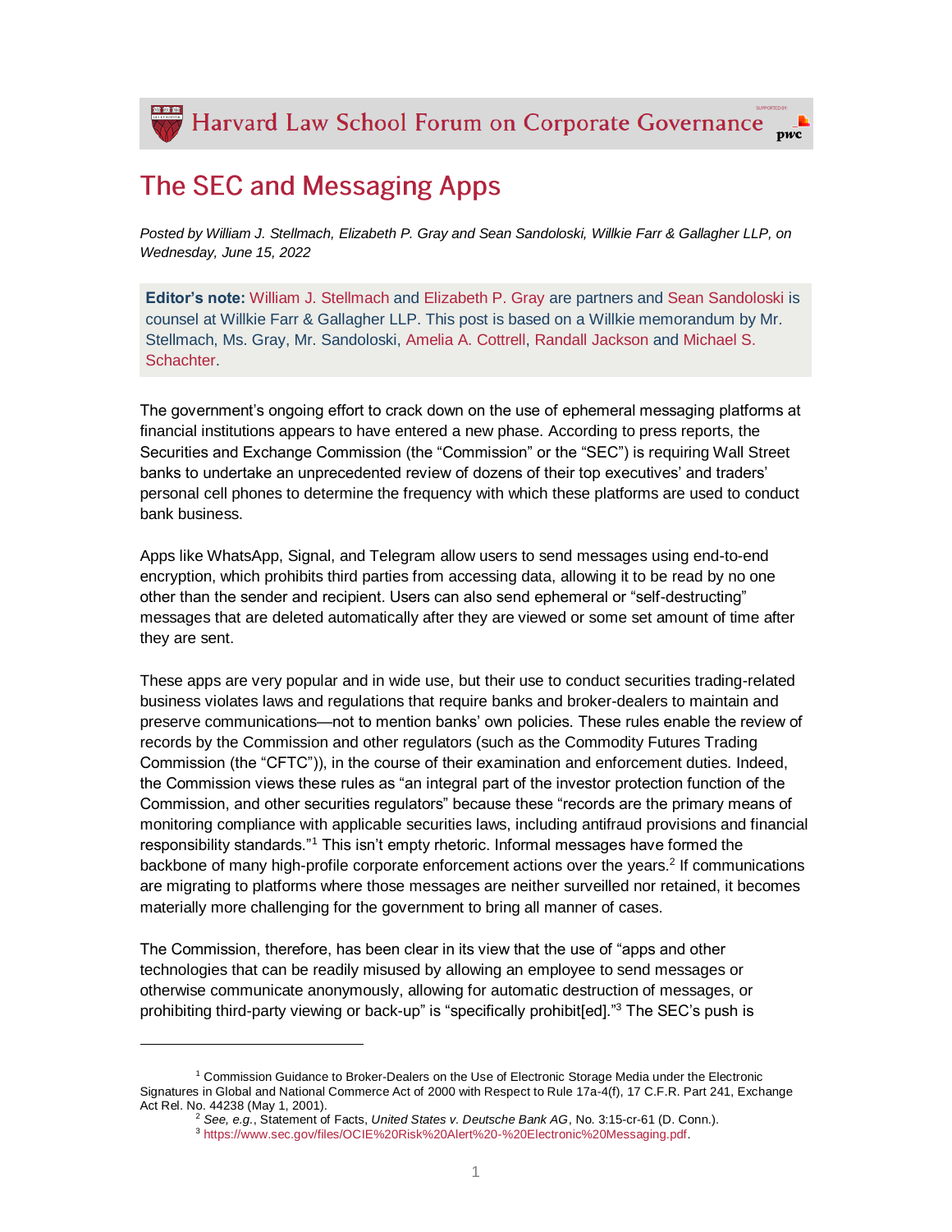Harvard Law School Forum on Corporate Governance

# The SEC and Messaging Apps

*Posted by William J. Stellmach, Elizabeth P. Gray and Sean Sandoloski, Willkie Farr & Gallagher LLP, on Wednesday, June 15, 2022*

**Editor's note:** William J. Stellmach and Elizabeth P. Gray are partners and Sean Sandoloski is counsel at Willkie Farr & Gallagher LLP. This post is based on a Willkie memorandum by Mr. Stellmach, Ms. Gray, Mr. Sandoloski, Amelia A. Cottrell, Randall Jackson and Michael S. Schachter.

The government's ongoing effort to crack down on the use of ephemeral messaging platforms at financial institutions appears to have entered a new phase. According to press reports, the Securities and Exchange Commission (the "Commission" or the "SEC") is requiring Wall Street banks to undertake an unprecedented review of dozens of their top executives' and traders' personal cell phones to determine the frequency with which these platforms are used to conduct bank business.

Apps like WhatsApp, Signal, and Telegram allow users to send messages using end-to-end encryption, which prohibits third parties from accessing data, allowing it to be read by no one other than the sender and recipient. Users can also send ephemeral or "self-destructing" messages that are deleted automatically after they are viewed or some set amount of time after they are sent.

These apps are very popular and in wide use, but their use to conduct securities trading-related business violates laws and regulations that require banks and broker-dealers to maintain and preserve communications—not to mention banks' own policies. These rules enable the review of records by the Commission and other regulators (such as the Commodity Futures Trading Commission (the "CFTC")), in the course of their examination and enforcement duties. Indeed, the Commission views these rules as "an integral part of the investor protection function of the Commission, and other securities regulators" because these "records are the primary means of monitoring compliance with applicable securities laws, including antifraud provisions and financial responsibility standards."[1] This isn't empty rhetoric. Informal messages have formed the backbone of many high-profile corporate enforcement actions over the years.[2] If communications are migrating to platforms where those messages are neither surveilled nor retained, it becomes materially more challenging for the government to bring all manner of cases.

The Commission, therefore, has been clear in its view that the use of "apps and other technologies that can be readily misused by allowing an employee to send messages or otherwise communicate anonymously, allowing for automatic destruction of messages, or prohibiting third-party viewing or back-up" is "specifically prohibit[ed]."[3] The SEC's push is

---

[1] Commission Guidance to Broker-Dealers on the Use of Electronic Storage Media under the Electronic Signatures in Global and National Commerce Act of 2000 with Respect to Rule 17a-4(f), 17 C.F.R. Part 241, Exchange Act Rel. No. 44238 (May 1, 2001).

[2] *See, e.g.*, Statement of Facts, *United States v. Deutsche Bank AG*, No. 3:15-cr-61 (D. Conn.).

[3] https://www.sec.gov/files/OCIE%20Risk%20Alert%20-%20Electronic%20Messaging.pdf.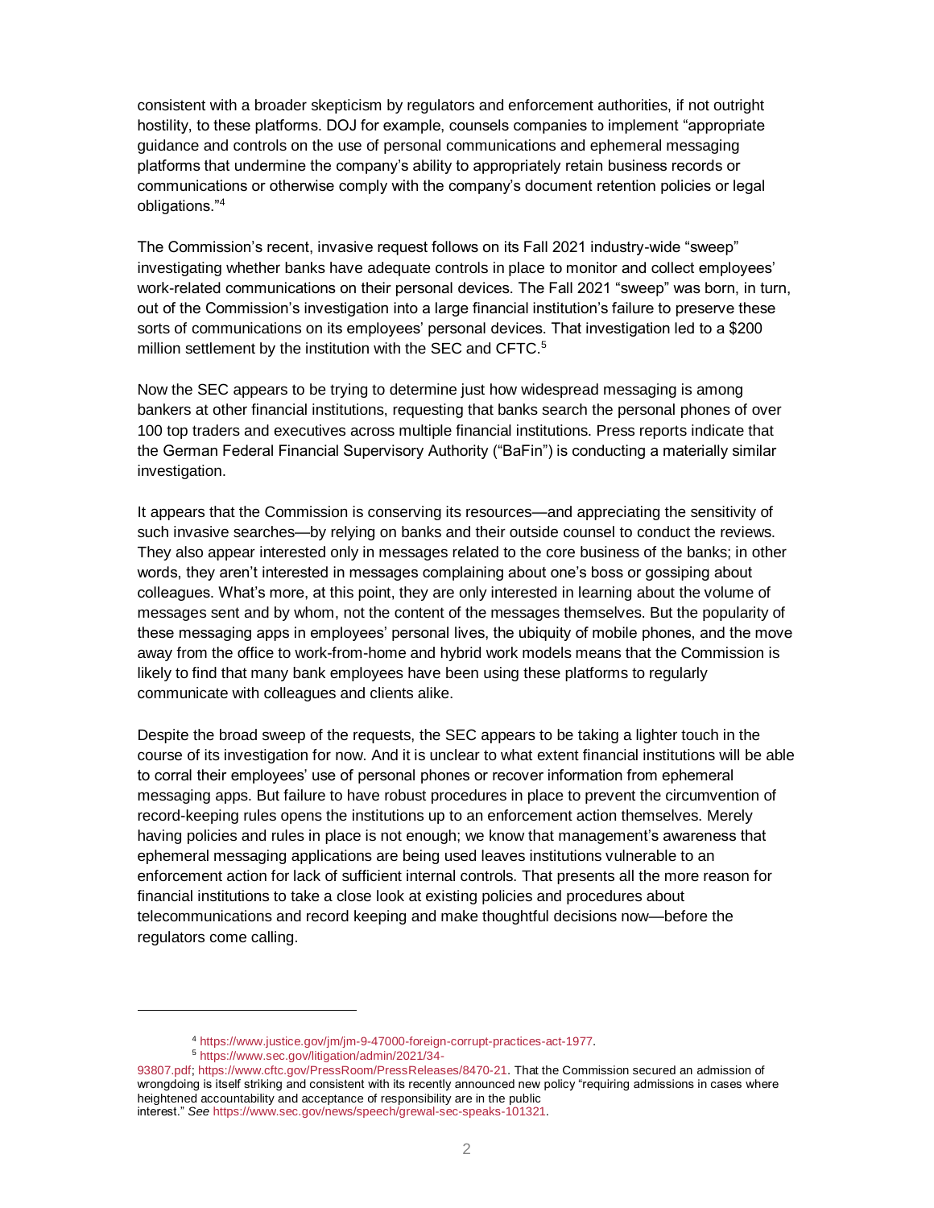consistent with a broader skepticism by regulators and enforcement authorities, if not outright hostility, to these platforms. DOJ for example, counsels companies to implement "appropriate guidance and controls on the use of personal communications and ephemeral messaging platforms that undermine the company's ability to appropriately retain business records or communications or otherwise comply with the company's document retention policies or legal obligations."[4]

The Commission's recent, invasive request follows on its Fall 2021 industry-wide "sweep" investigating whether banks have adequate controls in place to monitor and collect employees' work-related communications on their personal devices. The Fall 2021 "sweep" was born, in turn, out of the Commission's investigation into a large financial institution's failure to preserve these sorts of communications on its employees' personal devices. That investigation led to a $200 million settlement by the institution with the SEC and CFTC.[5]

Now the SEC appears to be trying to determine just how widespread messaging is among bankers at other financial institutions, requesting that banks search the personal phones of over 100 top traders and executives across multiple financial institutions. Press reports indicate that the German Federal Financial Supervisory Authority ("BaFin") is conducting a materially similar investigation.

It appears that the Commission is conserving its resources—and appreciating the sensitivity of such invasive searches—by relying on banks and their outside counsel to conduct the reviews. They also appear interested only in messages related to the core business of the banks; in other words, they aren't interested in messages complaining about one's boss or gossiping about colleagues. What's more, at this point, they are only interested in learning about the volume of messages sent and by whom, not the content of the messages themselves. But the popularity of these messaging apps in employees' personal lives, the ubiquity of mobile phones, and the move away from the office to work-from-home and hybrid work models means that the Commission is likely to find that many bank employees have been using these platforms to regularly communicate with colleagues and clients alike.

Despite the broad sweep of the requests, the SEC appears to be taking a lighter touch in the course of its investigation for now. And it is unclear to what extent financial institutions will be able to corral their employees' use of personal phones or recover information from ephemeral messaging apps. But failure to have robust procedures in place to prevent the circumvention of record-keeping rules opens the institutions up to an enforcement action themselves. Merely having policies and rules in place is not enough; we know that management's awareness that ephemeral messaging applications are being used leaves institutions vulnerable to an enforcement action for lack of sufficient internal controls. That presents all the more reason for financial institutions to take a close look at existing policies and procedures about telecommunications and record keeping and make thoughtful decisions now—before the regulators come calling.

---

[4] https://www.justice.gov/jm/jm-9-47000-foreign-corrupt-practices-act-1977.

[5] https://www.sec.gov/litigation/admin/2021/34-93807.pdf; https://www.cftc.gov/PressRoom/PressReleases/8470-21. That the Commission secured an admission of wrongdoing is itself striking and consistent with its recently announced new policy "requiring admissions in cases where heightened accountability and acceptance of responsibility are in the public interest." *See* https://www.sec.gov/news/speech/grewal-sec-speaks-101321.